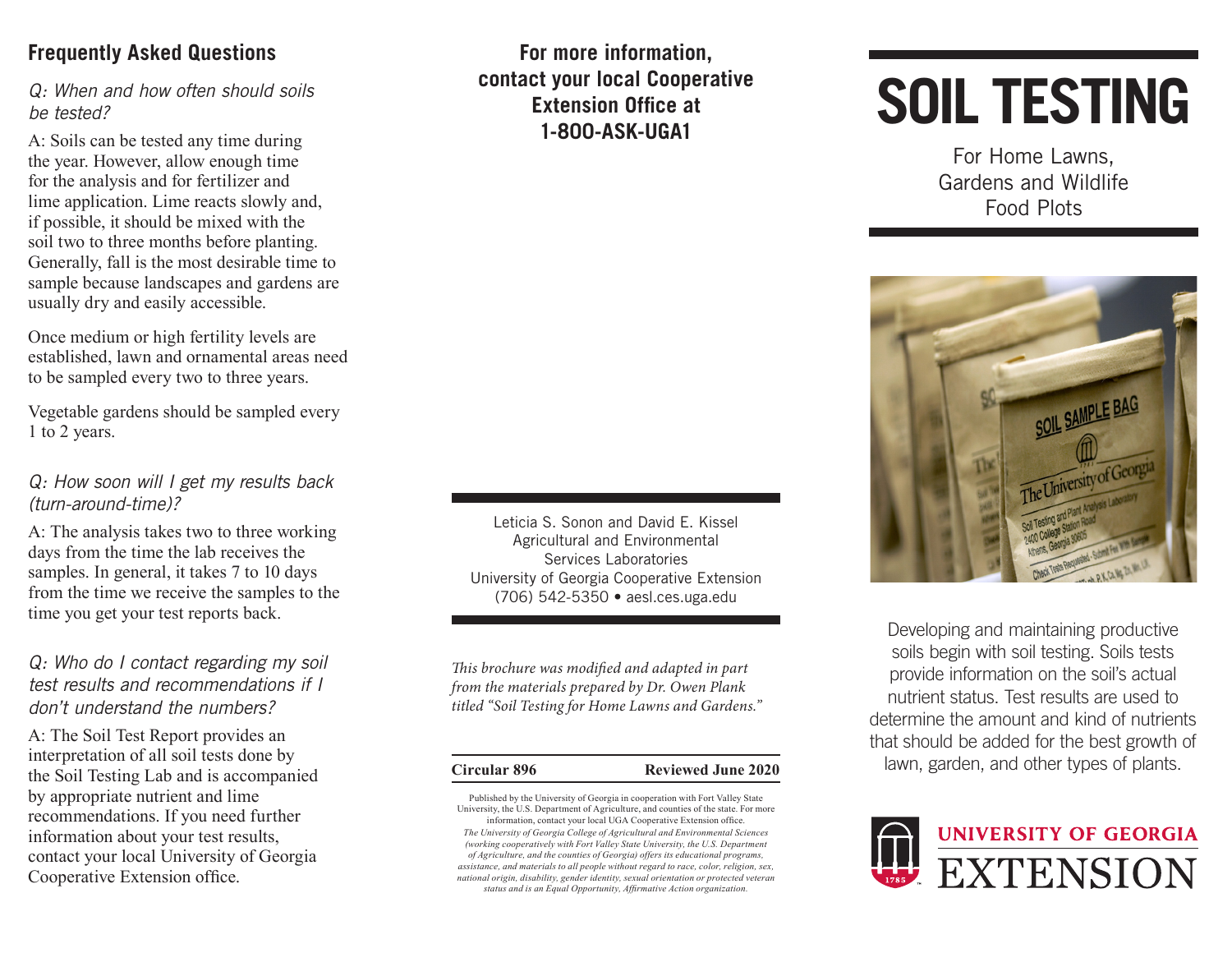## Frequently Asked Questions

*Q: When and how often should soils be tested?*

A: Soils can be tested any time during the year. However, allow enough time for the analysis and for fertilizer and lime application. Lime reacts slowly and, if possible, it should be mixed with the soil two to three months before planting. Generally, fall is the most desirable time to sample because landscapes and gardens are usually dry and easily accessible.

Once medium or high fertility levels are established, lawn and ornamental areas need to be sampled every two to three years.

Vegetable gardens should be sampled every 1 to 2 years.

*Q: How soon will I get my results back (turn-around-time)?*

A: The analysis takes two to three working days from the time the lab receives the samples. In general, it takes 7 to 10 days from the time we receive the samples to the time you get your test reports back.

*Q: Who do I contact regarding my soil test results and recommendations if I don't understand the numbers?*

A: The Soil Test Report provides an interpretation of all soil tests done by the Soil Testing Lab and is accompanied by appropriate nutrient and lime recommendations. If you need further information about your test results, contact your local University of Georgia Cooperative Extension office.

**For more information, contact your local Cooperative Extension Office at 1-800-ASK-UGA1**

Leticia S. Sonon and David E. Kissel
Agricultural and Environmental Services Laboratories
University of Georgia Cooperative Extension
(706) 542-5350 • aesl.ces.uga.edu

*This brochure was modified and adapted in part from the materials prepared by Dr. Owen Plank titled "Soil Testing for Home Lawns and Gardens."*

**Circular 896** **Reviewed June 2020**

Published by the University of Georgia in cooperation with Fort Valley State University, the U.S. Department of Agriculture, and counties of the state. For more information, contact your local UGA Cooperative Extension office.
*The University of Georgia College of Agricultural and Environmental Sciences (working cooperatively with Fort Valley State University, the U.S. Department of Agriculture, and the counties of Georgia) offers its educational programs, assistance, and materials to all people without regard to race, color, religion, sex, national origin, disability, gender identity, sexual orientation or protected veteran status and is an Equal Opportunity, Affirmative Action organization.*

# SOIL TESTING

For Home Lawns, Gardens and Wildlife Food Plots

Developing and maintaining productive soils begin with soil testing. Soils tests provide information on the soil's actual nutrient status. Test results are used to determine the amount and kind of nutrients that should be added for the best growth of lawn, garden, and other types of plants.

UNIVERSITY OF GEORGIA EXTENSION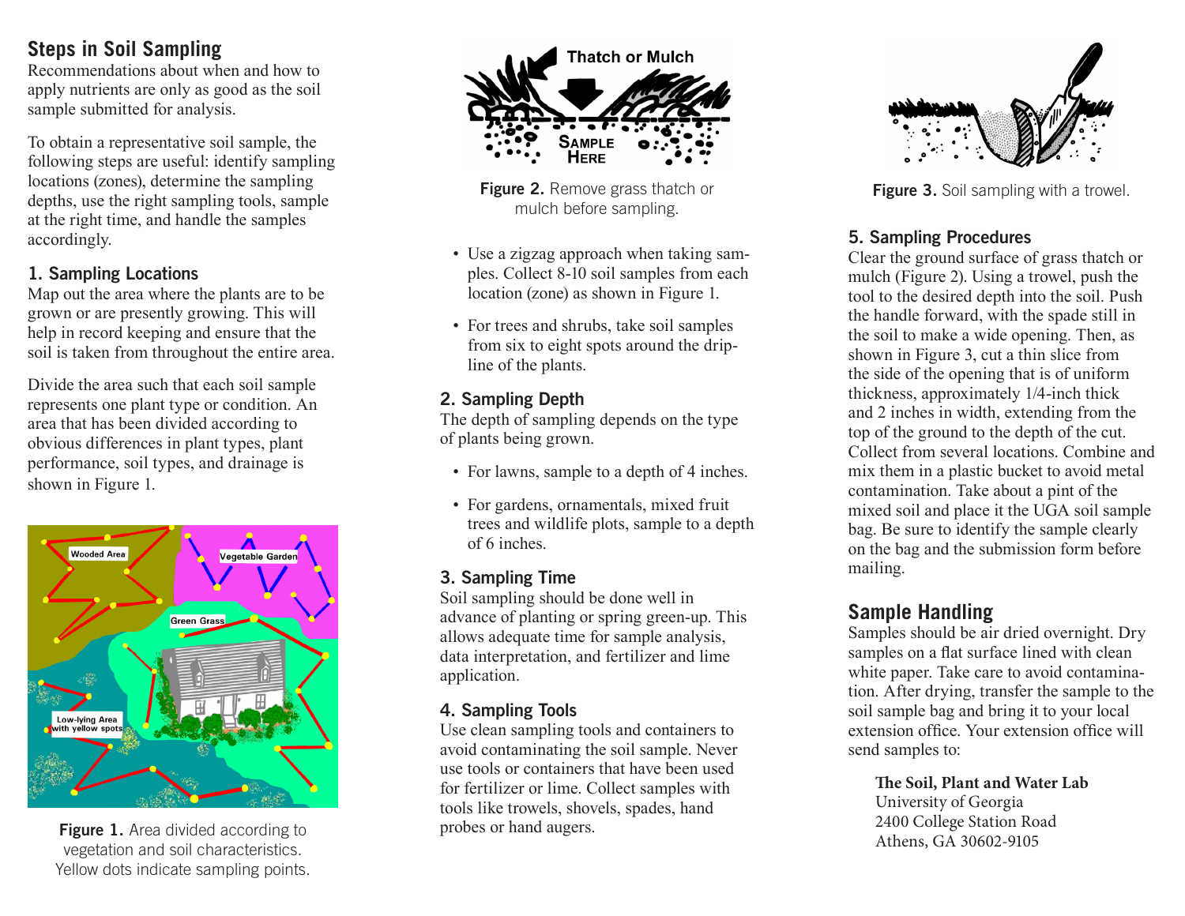## Steps in Soil Sampling

Recommendations about when and how to apply nutrients are only as good as the soil sample submitted for analysis.

To obtain a representative soil sample, the following steps are useful: identify sampling locations (zones), determine the sampling depths, use the right sampling tools, sample at the right time, and handle the samples accordingly.

### 1. Sampling Locations

Map out the area where the plants are to be grown or are presently growing. This will help in record keeping and ensure that the soil is taken from throughout the entire area.

Divide the area such that each soil sample represents one plant type or condition. An area that has been divided according to obvious differences in plant types, plant performance, soil types, and drainage is shown in Figure 1.

Wooded Area
Vegetable Garden
Green Grass
Low-lying Area with yellow spots

**Figure 1.** Area divided according to vegetation and soil characteristics. Yellow dots indicate sampling points.

Thatch or Mulch
Sample Here

**Figure 2.** Remove grass thatch or mulch before sampling.

- Use a zigzag approach when taking samples. Collect 8-10 soil samples from each location (zone) as shown in Figure 1.
- For trees and shrubs, take soil samples from six to eight spots around the drip-line of the plants.

### 2. Sampling Depth

The depth of sampling depends on the type of plants being grown.

- For lawns, sample to a depth of 4 inches.
- For gardens, ornamentals, mixed fruit trees and wildlife plots, sample to a depth of 6 inches.

### 3. Sampling Time

Soil sampling should be done well in advance of planting or spring green-up. This allows adequate time for sample analysis, data interpretation, and fertilizer and lime application.

### 4. Sampling Tools

Use clean sampling tools and containers to avoid contaminating the soil sample. Never use tools or containers that have been used for fertilizer or lime. Collect samples with tools like trowels, shovels, spades, hand probes or hand augers.

**Figure 3.** Soil sampling with a trowel.

### 5. Sampling Procedures

Clear the ground surface of grass thatch or mulch (Figure 2). Using a trowel, push the tool to the desired depth into the soil. Push the handle forward, with the spade still in the soil to make a wide opening. Then, as shown in Figure 3, cut a thin slice from the side of the opening that is of uniform thickness, approximately 1/4-inch thick and 2 inches in width, extending from the top of the ground to the depth of the cut. Collect from several locations. Combine and mix them in a plastic bucket to avoid metal contamination. Take about a pint of the mixed soil and place it the UGA soil sample bag. Be sure to identify the sample clearly on the bag and the submission form before mailing.

## Sample Handling

Samples should be air dried overnight. Dry samples on a flat surface lined with clean white paper. Take care to avoid contamination. After drying, transfer the sample to the soil sample bag and bring it to your local extension office. Your extension office will send samples to:

**The Soil, Plant and Water Lab**
University of Georgia
2400 College Station Road
Athens, GA 30602-9105